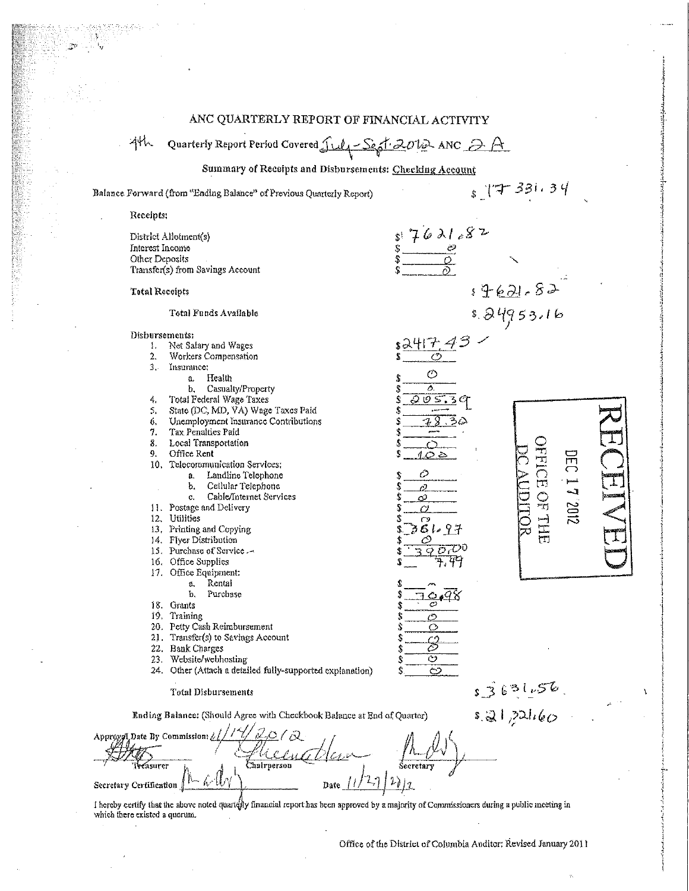# ANC QUARTERLY REPORT OF FINANCIAL ACTIVITY

4th Quarterly Report Period Covered July - Sept. 2012 ANC 2 A

**Summary of Receipts and Disbursements: Checking Account**

Balance Forward (from "Ending Balance" of Previous Quarterly Report) $ 17 331.34

Receipts:

| | |
|---|---|
| District Allotment(s) | $ 7621.82 |
| Interest Income | $ 0 |
| Other Deposits | $ 0 |
| Transfer(s) from Savings Account | $ 0 |

**Total Receipts** $ 7621.82

**Total Funds Available** $ 24953.16

Disbursements:

| | |
|---|---|
| 1. Net Salary and Wages | $ 2417.43 |
| 2. Workers Compensation | $ 0 |
| 3. Insurance: | |
| a. Health | $ 0 |
| b. Casualty/Property | $ 0 |
| 4. Total Federal Wage Taxes | $ 205.39 |
| 5. State (DC, MD, VA) Wage Taxes Paid | $ — |
| 6. Unemployment Insurance Contributions | $ 78.30 |
| 7. Tax Penalties Paid | $ — |
| 8. Local Transportation | $ 0 |
| 9. Office Rent | $ 100 |
| 10. Telecommunication Services: | |
| a. Landline Telephone | $ 0 |
| b. Cellular Telephone | $ 0 |
| c. Cable/Internet Services | $ 0 |
| 11. Postage and Delivery | $ 0 |
| 12. Utilities | $ 0 |
| 13. Printing and Copying | $ 361.97 |
| 14. Flyer Distribution | $ 0 |
| 15. Purchase of Service | $ 390.00 |
| 16. Office Supplies | $ 7.49 |
| 17. Office Equipment: | |
| a. Rental | $ — |
| b. Purchase | $ 70.98 |
| 18. Grants | $ 0 |
| 19. Training | $ 0 |
| 20. Petty Cash Reimbursement | $ 0 |
| 21. Transfer(s) to Savings Account | $ 0 |
| 22. Bank Charges | $ 0 |
| 23. Website/webhosting | $ 0 |
| 24. Other (Attach a detailed fully-supported explanation) | $ 0 |

**Total Disbursements** $ 3631.56

Ending Balance: (Should Agree with Checkbook Balance at End of Quarter) $ 21,321.60

Approval Date By Commission: 11/14/2012

Treasurer Chairperson Secretary

Secretary Certification Date 11/29/2012

I hereby certify that the above noted quarterly financial report has been approved by a majority of Commissioners during a public meeting in which there existed a quorum.

RECEIVED
DEC 17 2012
OFFICE OF THE DC AUDITOR

Office of the District of Columbia Auditor: Revised January 2011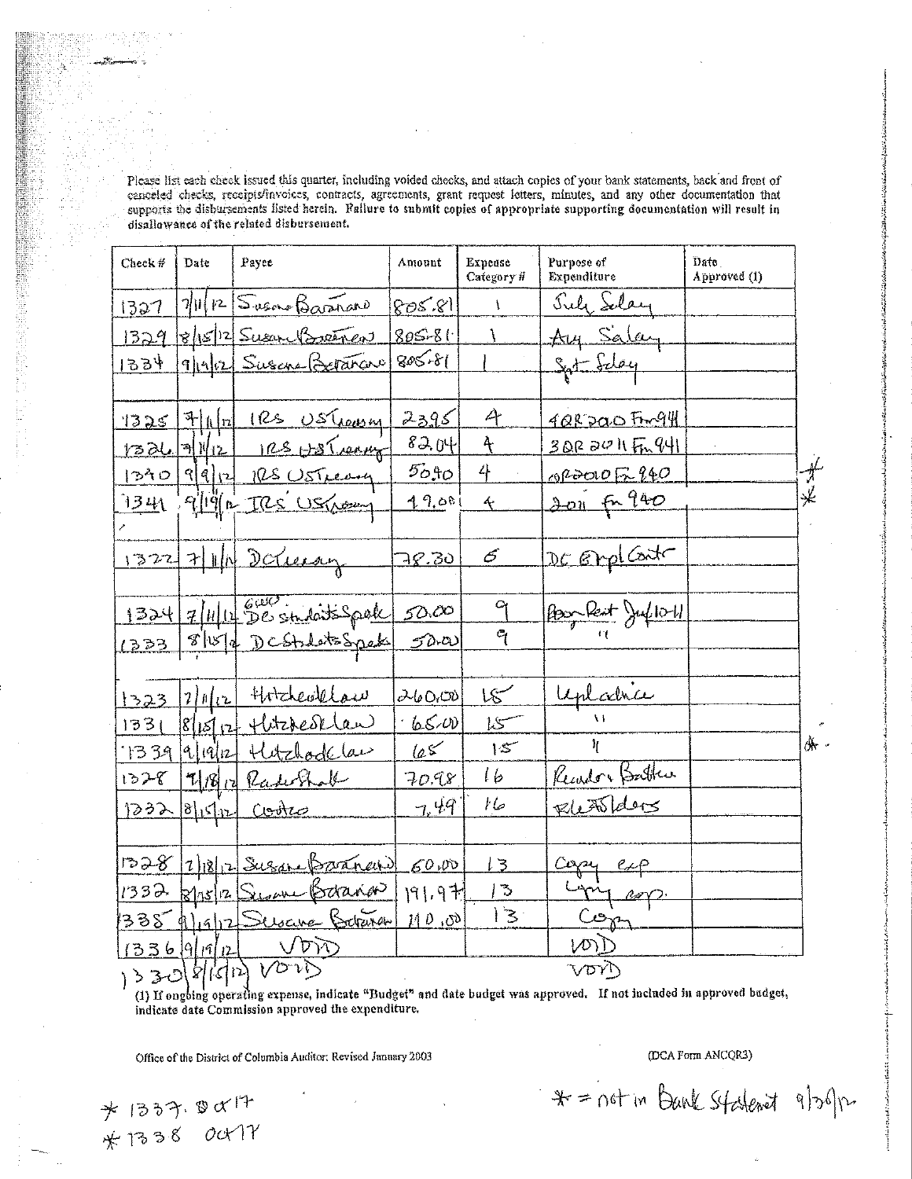Please list each check issued this quarter, including voided checks, and attach copies of your bank statements, back and front of canceled checks, receipts/invoices, contracts, agreements, grant request letters, minutes, and any other documentation that supports the disbursements listed herein. Failure to submit copies of appropriate supporting documentation will result in disallowance of the related disbursement.

| Check # | Date | Payee | Amount | Expense Category # | Purpose of Expenditure | Date Approved (1) |
|---|---|---|---|---|---|---|
| 1327 | 7/11/12 | Susana Baranano | 805.81 | 1 | July Salary | |
| 1329 | 8/15/12 | Susan Baranano | 805.81 | 1 | Aug Salary | |
| 1334 | 9/19/12 | Susana Baranano | 805.81 | 1 | Sept Salary | |
| | | | | | | |
| 1325 | 7/11/12 | IRS US Treasury | 2395 | 4 | 4QR 2010 Fm 941 | |
| 1326 | 7/11/12 | IRS US Treasury | 82.04 | 4 | 3QR 2011 Fm 941 | |
| 1340 | 9/9/12 | IRS US Treasury | 50.40 | 4 | QR 2010 Fm 940 | * |
| 1341 | 9/19/12 | IRS US Treasury | 49.00 | 4 | 2011 Fm 940 | * |
| | | | | | | |
| 1322 | 7/11/12 | DC Treasury | 78.30 | 6 | DC Empl Contr | |
| | | | | | | |
| 1324 | 7/11/12 | DC Students Speak | 50.00 | 9 | Room Rent July 10-11 | |
| 1333 | 8/15/12 | DC Students Speak | 50.00 | 9 | " | |
| | | | | | | |
| 1323 | 7/11/12 | Hitchcock Law | 260.00 | 15 | Legal advice | |
| 1331 | 8/15/12 | Hitchcock Law | 65.00 | 15 | " | |
| 1339 | 9/19/12 | Hitchcock Law | 65 | 15 | " | * |
| 1328 | 7/18/12 | RadioShack | 70.98 | 16 | Recorder Battery | |
| 1332 | 8/15/12 | Costco | 7.49 | 16 | File Folders | |
| | | | | | | |
| 1328 | 7/18/12 | Susana Baranano | 60.00 | 13 | Copy exp | |
| 1332 | 8/15/12 | Susan Baranano | 191.97 | 13 | Copy exp. | |
| 1335 | 9/19/12 | Susana Baranano | 110.00 | 13 | Copy | |
| 1336 | 9/19/12 | VOID | | | VOID | |
| 1330 | 8/15/12 | VOID | | | VOID | |

(1) If ongoing operating expense, indicate "Budget" and date budget was approved. If not included in approved budget, indicate date Commission approved the expenditure.

Office of the District of Columbia Auditor; Revised January 2003

(DCA Form ANCQR3)

* 1337 Oct 17
* 1338 Oct 17

* = not in Bank Statement 9/30/12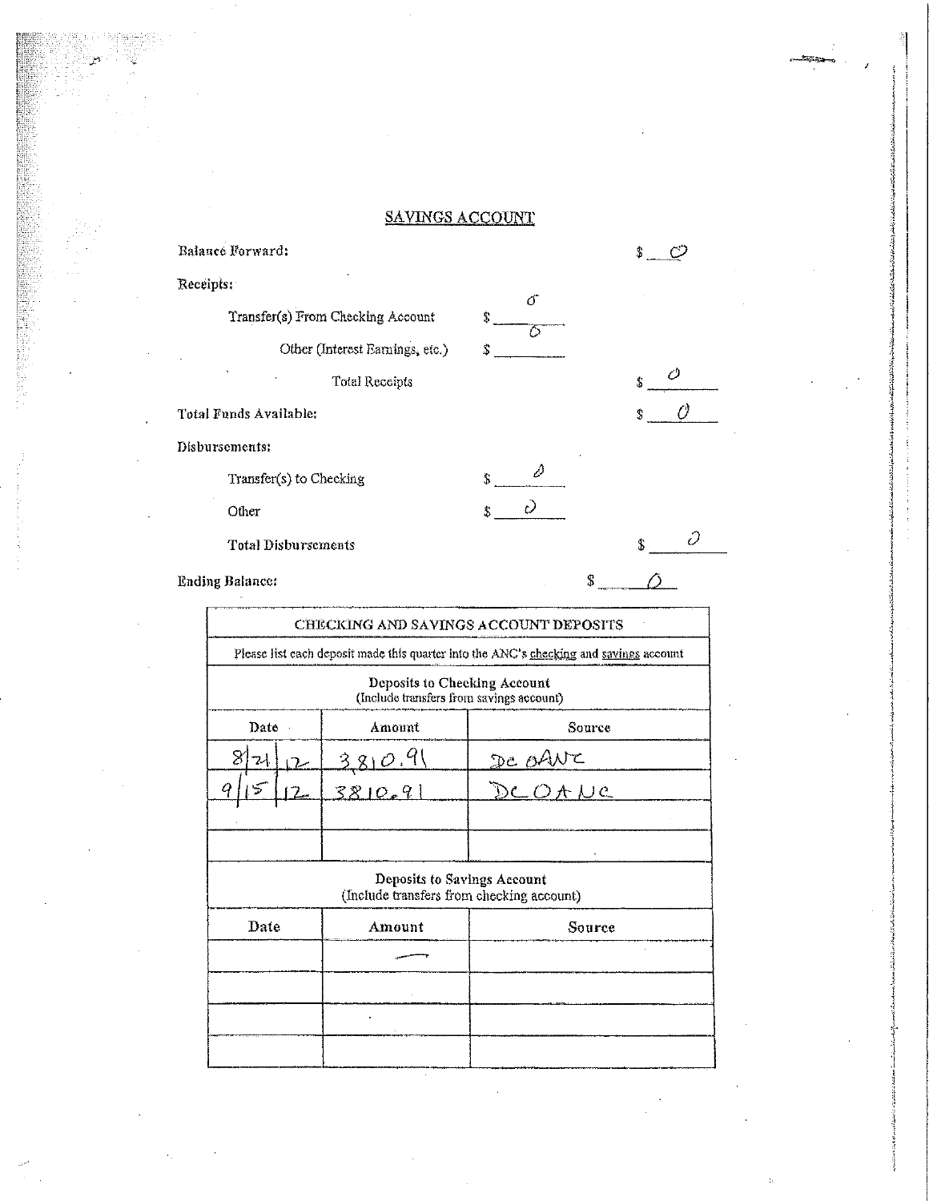## SAVINGS ACCOUNT

Balance Forward: $ 0

Receipts:

Transfer(s) From Checking Account $ 0

Other (Interest Earnings, etc.) $

Total Receipts $ 0

Total Funds Available: $ 0

Disbursements:

Transfer(s) to Checking $ 0

Other $ 0

Total Disbursements $ 0

Ending Balance: $ 0

| CHECKING AND SAVINGS ACCOUNT DEPOSITS | | |
|---|---|---|
| Please list each deposit made this quarter into the ANC's checking and savings account | | |
| **Deposits to Checking Account** (Include transfers from savings account) | | |
| **Date** | **Amount** | **Source** |
| 8/21/12 | 3,810.91 | DC OANC |
| 9/15/12 | 3810.91 | DCOANC |
| | | |
| | | |
| **Deposits to Savings Account** (Include transfers from checking account) | | |
| **Date** | **Amount** | **Source** |
| | — | |
| | | |
| | | |
| | | |